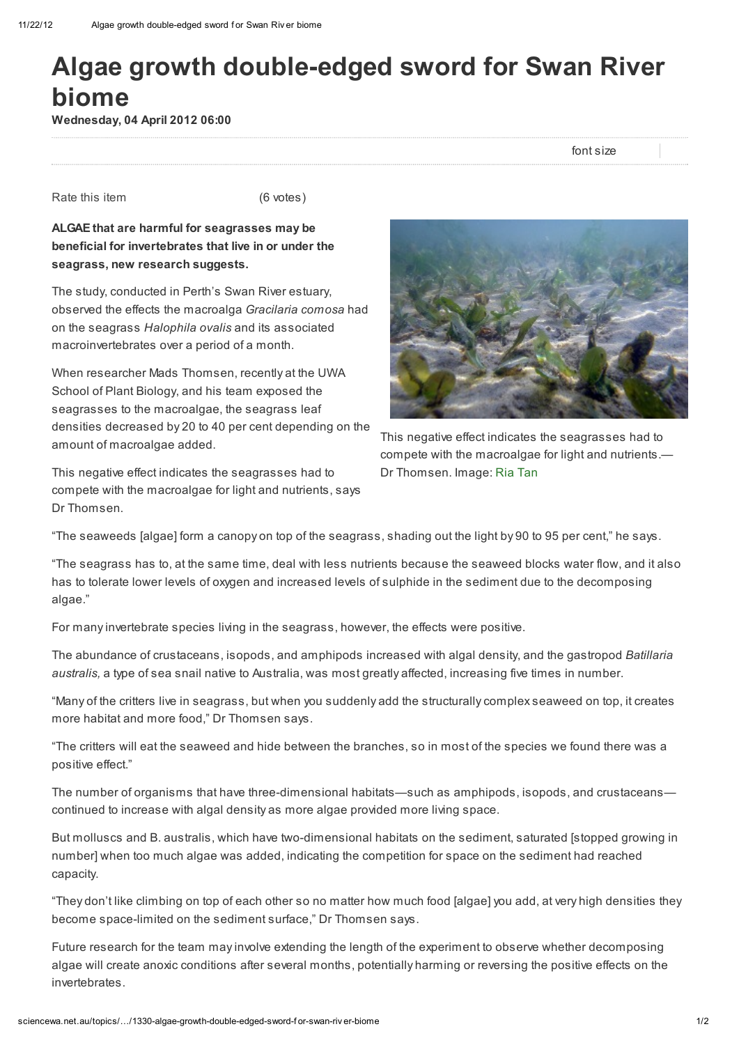# Algae growth double-edged sword for Swan River biome

**Wednesday, 04 April 2012 06:00**

font size

Rate this item (6 votes)

**ALGAE that are harmful for seagrasses may be beneficial for invertebrates that live in or under the seagrass, new research suggests.**

The study, conducted in Perth's Swan River estuary, observed the effects the macroalga *Gracilaria comosa* had on the seagrass *Halophila ovalis* and its associated macroinvertebrates over a period of a month.

When researcher Mads Thomsen, recently at the UWA School of Plant Biology, and his team exposed the seagrasses to the macroalgae, the seagrass leaf densities decreased by 20 to 40 per cent depending on the amount of macroalgae added.

This negative effect indicates the seagrasses had to compete with the macroalgae for light and nutrients.—Dr Thomsen. Image: Ria Tan

This negative effect indicates the seagrasses had to compete with the macroalgae for light and nutrients, says Dr Thomsen.

"The seaweeds [algae] form a canopy on top of the seagrass, shading out the light by 90 to 95 per cent," he says.

"The seagrass has to, at the same time, deal with less nutrients because the seaweed blocks water flow, and it also has to tolerate lower levels of oxygen and increased levels of sulphide in the sediment due to the decomposing algae."

For many invertebrate species living in the seagrass, however, the effects were positive.

The abundance of crustaceans, isopods, and amphipods increased with algal density, and the gastropod *Batillaria australis,* a type of sea snail native to Australia, was most greatly affected, increasing five times in number.

"Many of the critters live in seagrass, but when you suddenly add the structurally complex seaweed on top, it creates more habitat and more food," Dr Thomsen says.

"The critters will eat the seaweed and hide between the branches, so in most of the species we found there was a positive effect."

The number of organisms that have three-dimensional habitats—such as amphipods, isopods, and crustaceans—continued to increase with algal density as more algae provided more living space.

But molluscs and B. australis, which have two-dimensional habitats on the sediment, saturated [stopped growing in number] when too much algae was added, indicating the competition for space on the sediment had reached capacity.

"They don't like climbing on top of each other so no matter how much food [algae] you add, at very high densities they become space-limited on the sediment surface," Dr Thomsen says.

Future research for the team may involve extending the length of the experiment to observe whether decomposing algae will create anoxic conditions after several months, potentially harming or reversing the positive effects on the invertebrates.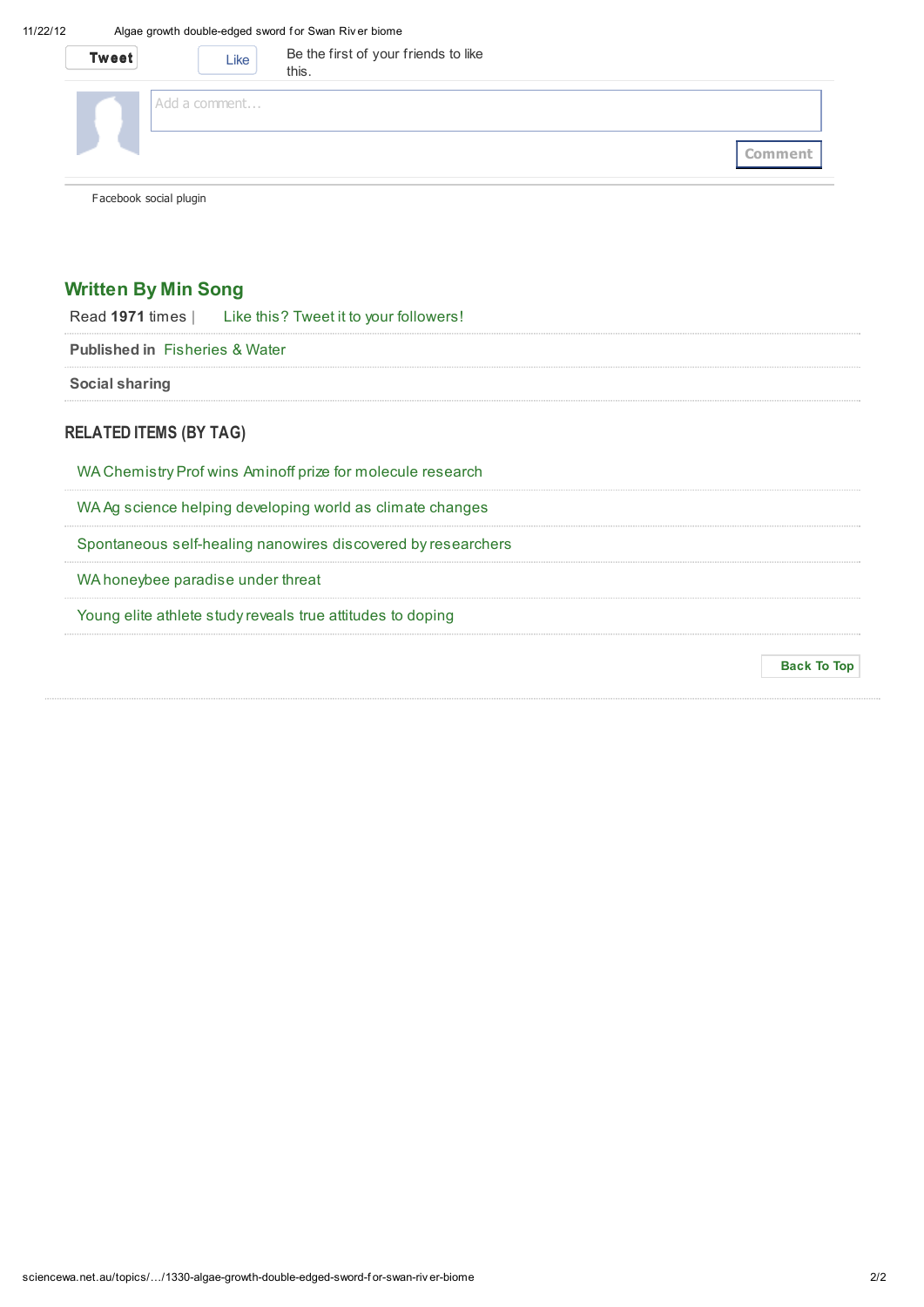Tweet Like Be the first of your friends to like this.

Add a comment...

Comment

Facebook social plugin

## Written By Min Song

Read **1971** times | Like this? Tweet it to your followers!

**Published in** Fisheries & Water

**Social sharing**

### RELATED ITEMS (BY TAG)

- WA Chemistry Prof wins Aminoff prize for molecule research
- WA Ag science helping developing world as climate changes
- Spontaneous self-healing nanowires discovered by researchers
- WA honeybee paradise under threat
- Young elite athlete study reveals true attitudes to doping

Back To Top